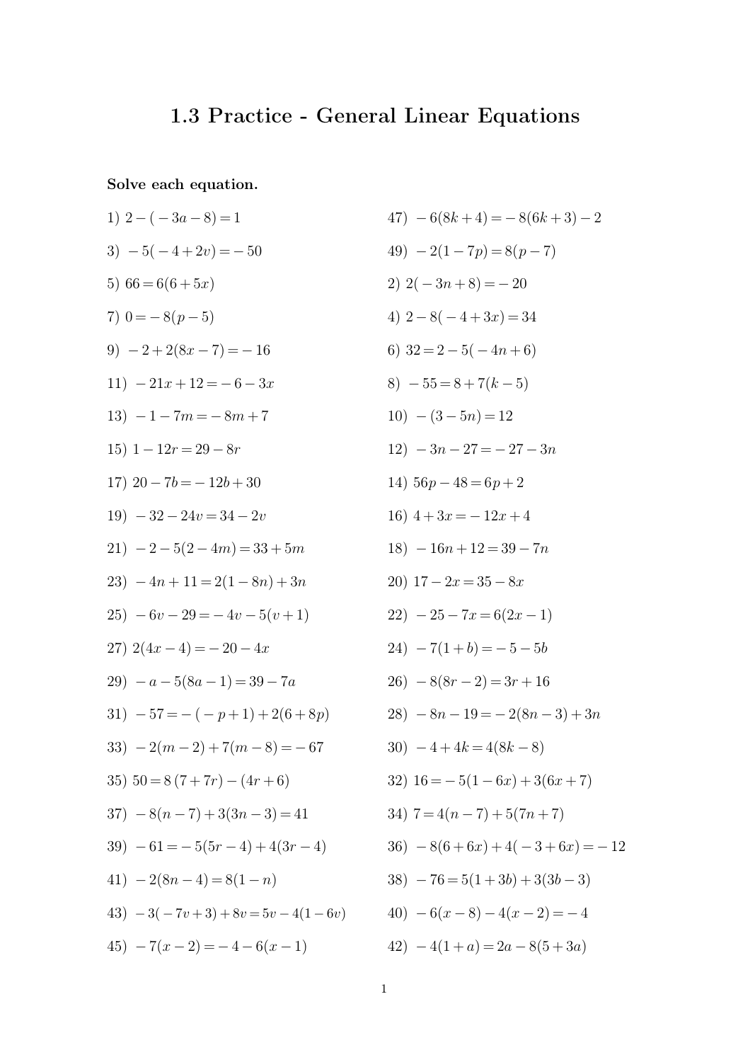# 1.3 Practice - General Linear Equations

**Solve each equation.**

1) $2-(-3a-8)=1$

3) $-5(-4+2v)=-50$

5) $66=6(6+5x)$

7) $0=-8(p-5)$

9) $-2+2(8x-7)=-16$

11) $-21x+12=-6-3x$

13) $-1-7m=-8m+7$

15) $1-12r=29-8r$

17) $20-7b=-12b+30$

19) $-32-24v=34-2v$

21) $-2-5(2-4m)=33+5m$

23) $-4n+11=2(1-8n)+3n$

25) $-6v-29=-4v-5(v+1)$

27) $2(4x-4)=-20-4x$

29) $-a-5(8a-1)=39-7a$

31) $-57=-(-p+1)+2(6+8p)$

33) $-2(m-2)+7(m-8)=-67$

35) $50=8(7+7r)-(4r+6)$

37) $-8(n-7)+3(3n-3)=41$

39) $-61=-5(5r-4)+4(3r-4)$

41) $-2(8n-4)=8(1-n)$

43) $-3(-7v+3)+8v=5v-4(1-6v)$

45) $-7(x-2)=-4-6(x-1)$

47) $-6(8k+4)=-8(6k+3)-2$

49) $-2(1-7p)=8(p-7)$

2) $2(-3n+8)=-20$

4) $2-8(-4+3x)=34$

6) $32=2-5(-4n+6)$

8) $-55=8+7(k-5)$

10) $-(3-5n)=12$

12) $-3n-27=-27-3n$

14) $56p-48=6p+2$

16) $4+3x=-12x+4$

18) $-16n+12=39-7n$

20) $17-2x=35-8x$

22) $-25-7x=6(2x-1)$

24) $-7(1+b)=-5-5b$

26) $-8(8r-2)=3r+16$

28) $-8n-19=-2(8n-3)+3n$

30) $-4+4k=4(8k-8)$

32) $16=-5(1-6x)+3(6x+7)$

34) $7=4(n-7)+5(7n+7)$

36) $-8(6+6x)+4(-3+6x)=-12$

38) $-76=5(1+3b)+3(3b-3)$

40) $-6(x-8)-4(x-2)=-4$

42) $-4(1+a)=2a-8(5+3a)$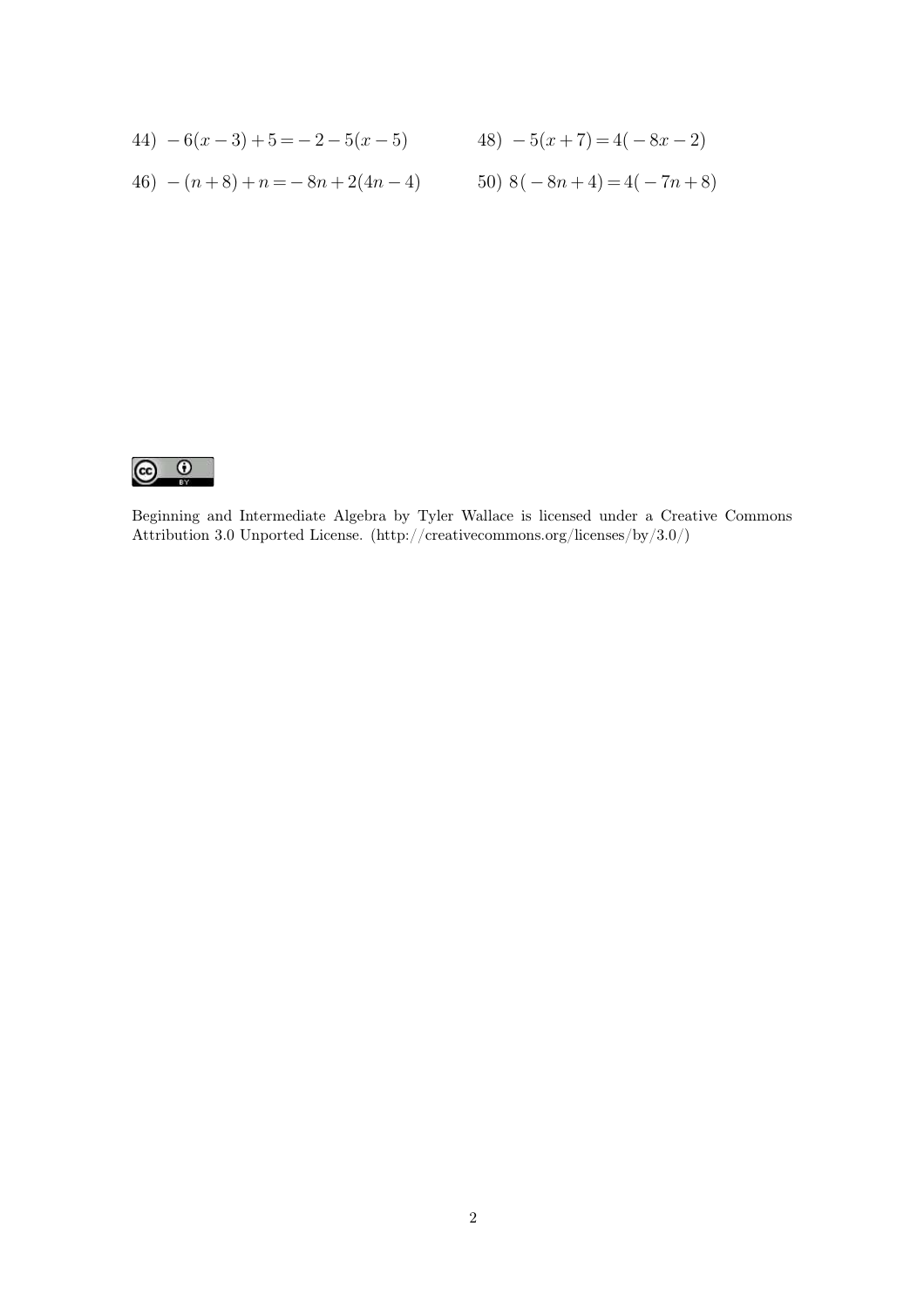44) $-6(x-3)+5=-2-5(x-5)$

48) $-5(x+7)=4(-8x-2)$

46) $-(n+8)+n=-8n+2(4n-4)$

50) $8(-8n+4)=4(-7n+8)$

Beginning and Intermediate Algebra by Tyler Wallace is licensed under a Creative Commons Attribution 3.0 Unported License. (http://creativecommons.org/licenses/by/3.0/)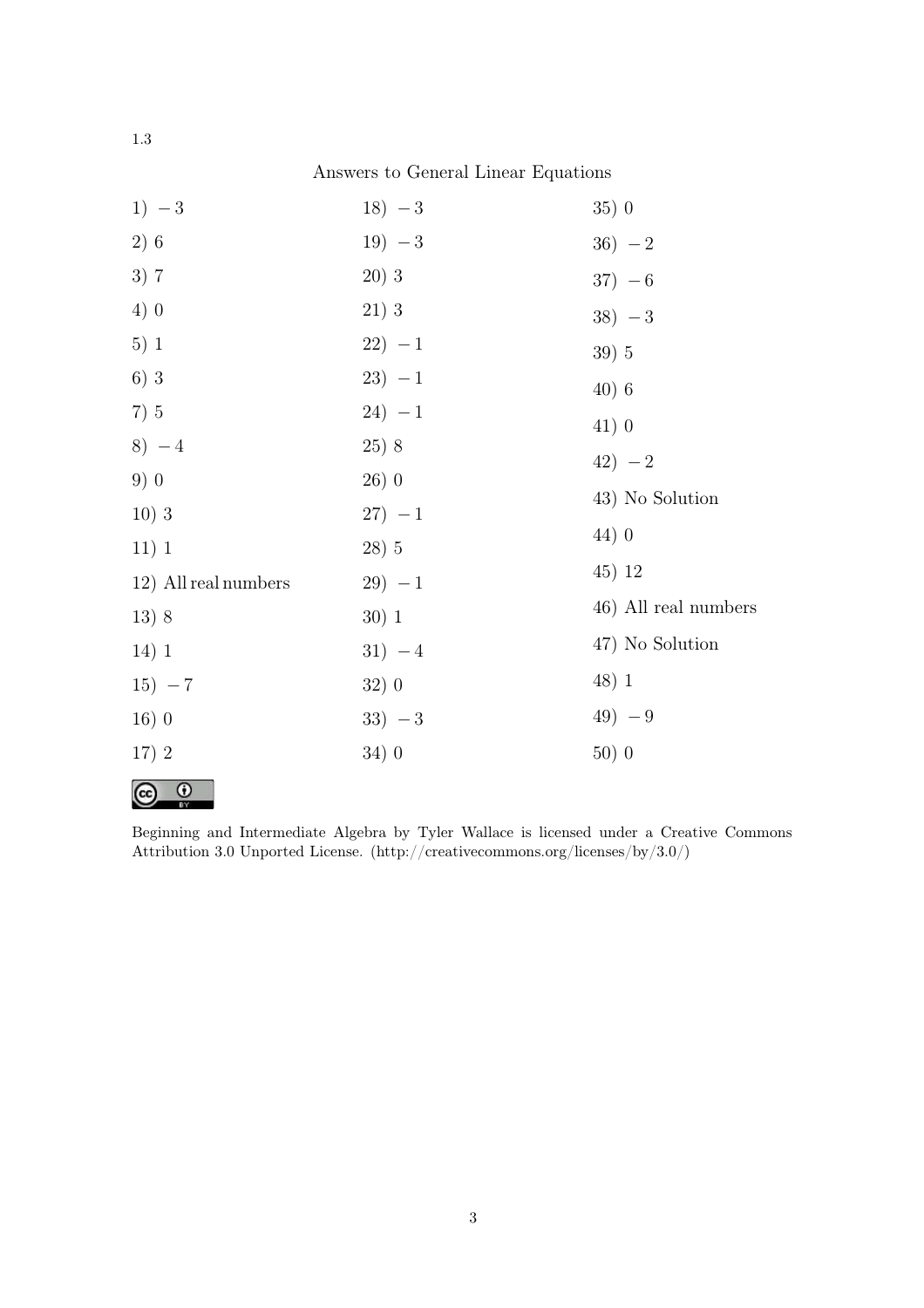1.3

## Answers to General Linear Equations

1) $-3$
2) 6
3) 7
4) 0
5) 1
6) 3
7) 5
8) $-4$
9) 0
10) 3
11) 1
12) All real numbers
13) 8
14) 1
15) $-7$
16) 0
17) 2
18) $-3$
19) $-3$
20) 3
21) 3
22) $-1$
23) $-1$
24) $-1$
25) 8
26) 0
27) $-1$
28) 5
29) $-1$
30) 1
31) $-4$
32) 0
33) $-3$
34) 0
35) 0
36) $-2$
37) $-6$
38) $-3$
39) 5
40) 6
41) 0
42) $-2$
43) No Solution
44) 0
45) 12
46) All real numbers
47) No Solution
48) 1
49) $-9$
50) 0

Beginning and Intermediate Algebra by Tyler Wallace is licensed under a Creative Commons Attribution 3.0 Unported License. (http://creativecommons.org/licenses/by/3.0/)